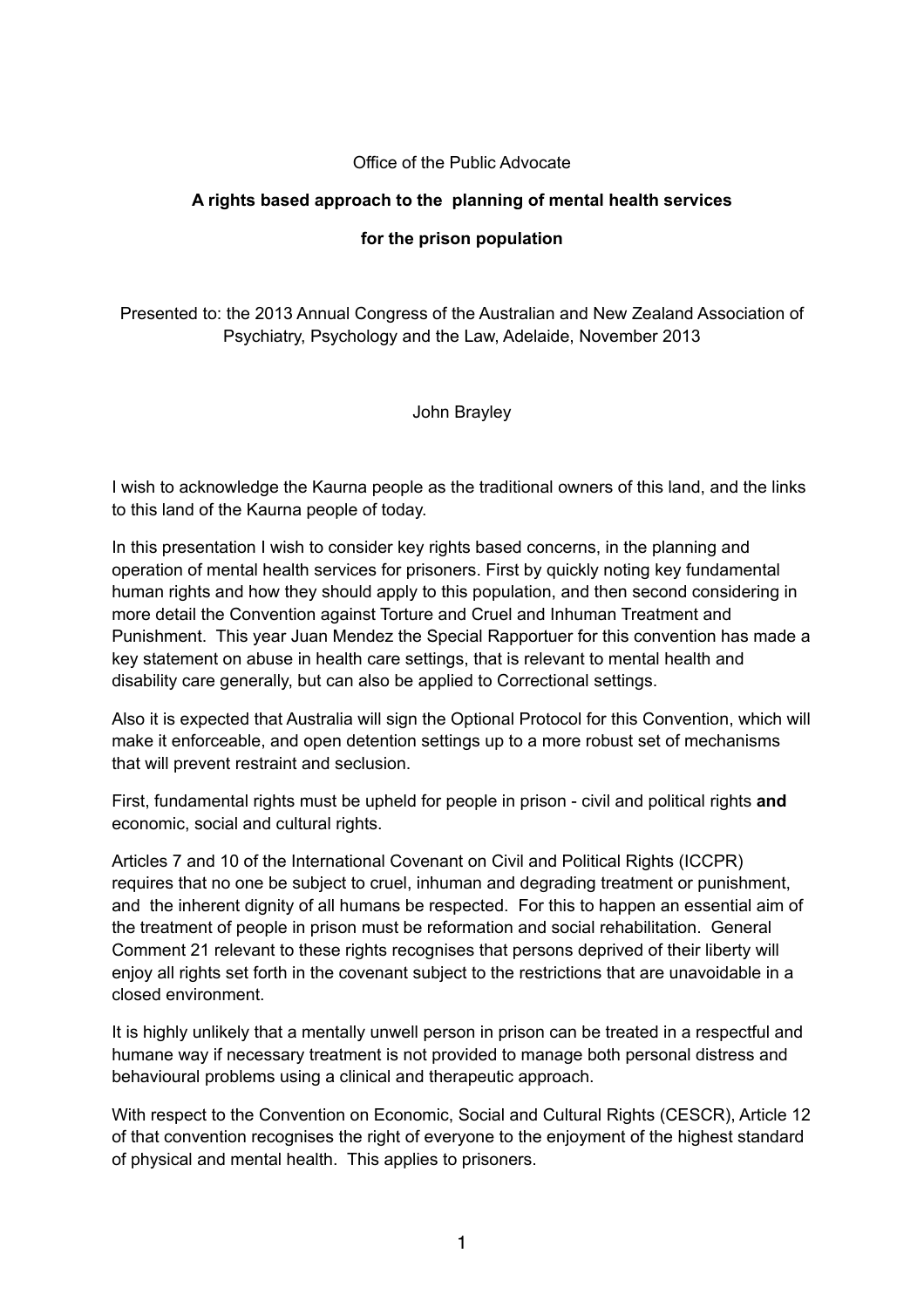Office of the Public Advocate

**A rights based approach to the planning of mental health services**

**for the prison population**

Presented to: the 2013 Annual Congress of the Australian and New Zealand Association of Psychiatry, Psychology and the Law, Adelaide, November 2013

John Brayley

I wish to acknowledge the Kaurna people as the traditional owners of this land, and the links to this land of the Kaurna people of today.

In this presentation I wish to consider key rights based concerns, in the planning and operation of mental health services for prisoners. First by quickly noting key fundamental human rights and how they should apply to this population, and then second considering in more detail the Convention against Torture and Cruel and Inhuman Treatment and Punishment. This year Juan Mendez the Special Rapportuer for this convention has made a key statement on abuse in health care settings, that is relevant to mental health and disability care generally, but can also be applied to Correctional settings.

Also it is expected that Australia will sign the Optional Protocol for this Convention, which will make it enforceable, and open detention settings up to a more robust set of mechanisms that will prevent restraint and seclusion.

First, fundamental rights must be upheld for people in prison - civil and political rights **and** economic, social and cultural rights.

Articles 7 and 10 of the International Covenant on Civil and Political Rights (ICCPR) requires that no one be subject to cruel, inhuman and degrading treatment or punishment, and the inherent dignity of all humans be respected. For this to happen an essential aim of the treatment of people in prison must be reformation and social rehabilitation. General Comment 21 relevant to these rights recognises that persons deprived of their liberty will enjoy all rights set forth in the covenant subject to the restrictions that are unavoidable in a closed environment.

It is highly unlikely that a mentally unwell person in prison can be treated in a respectful and humane way if necessary treatment is not provided to manage both personal distress and behavioural problems using a clinical and therapeutic approach.

With respect to the Convention on Economic, Social and Cultural Rights (CESCR), Article 12 of that convention recognises the right of everyone to the enjoyment of the highest standard of physical and mental health. This applies to prisoners.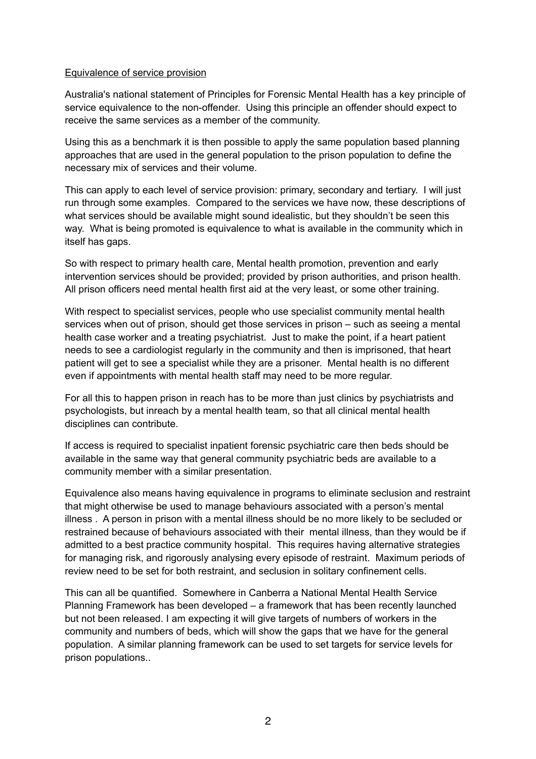<u>Equivalence of service provision</u>

Australia's national statement of Principles for Forensic Mental Health has a key principle of service equivalence to the non-offender. Using this principle an offender should expect to receive the same services as a member of the community.

Using this as a benchmark it is then possible to apply the same population based planning approaches that are used in the general population to the prison population to define the necessary mix of services and their volume.

This can apply to each level of service provision: primary, secondary and tertiary. I will just run through some examples. Compared to the services we have now, these descriptions of what services should be available might sound idealistic, but they shouldn't be seen this way. What is being promoted is equivalence to what is available in the community which in itself has gaps.

So with respect to primary health care, Mental health promotion, prevention and early intervention services should be provided; provided by prison authorities, and prison health. All prison officers need mental health first aid at the very least, or some other training.

With respect to specialist services, people who use specialist community mental health services when out of prison, should get those services in prison – such as seeing a mental health case worker and a treating psychiatrist. Just to make the point, if a heart patient needs to see a cardiologist regularly in the community and then is imprisoned, that heart patient will get to see a specialist while they are a prisoner. Mental health is no different even if appointments with mental health staff may need to be more regular.

For all this to happen prison in reach has to be more than just clinics by psychiatrists and psychologists, but inreach by a mental health team, so that all clinical mental health disciplines can contribute.

If access is required to specialist inpatient forensic psychiatric care then beds should be available in the same way that general community psychiatric beds are available to a community member with a similar presentation.

Equivalence also means having equivalence in programs to eliminate seclusion and restraint that might otherwise be used to manage behaviours associated with a person's mental illness . A person in prison with a mental illness should be no more likely to be secluded or restrained because of behaviours associated with their mental illness, than they would be if admitted to a best practice community hospital. This requires having alternative strategies for managing risk, and rigorously analysing every episode of restraint. Maximum periods of review need to be set for both restraint, and seclusion in solitary confinement cells.

This can all be quantified. Somewhere in Canberra a National Mental Health Service Planning Framework has been developed – a framework that has been recently launched but not been released. I am expecting it will give targets of numbers of workers in the community and numbers of beds, which will show the gaps that we have for the general population. A similar planning framework can be used to set targets for service levels for prison populations..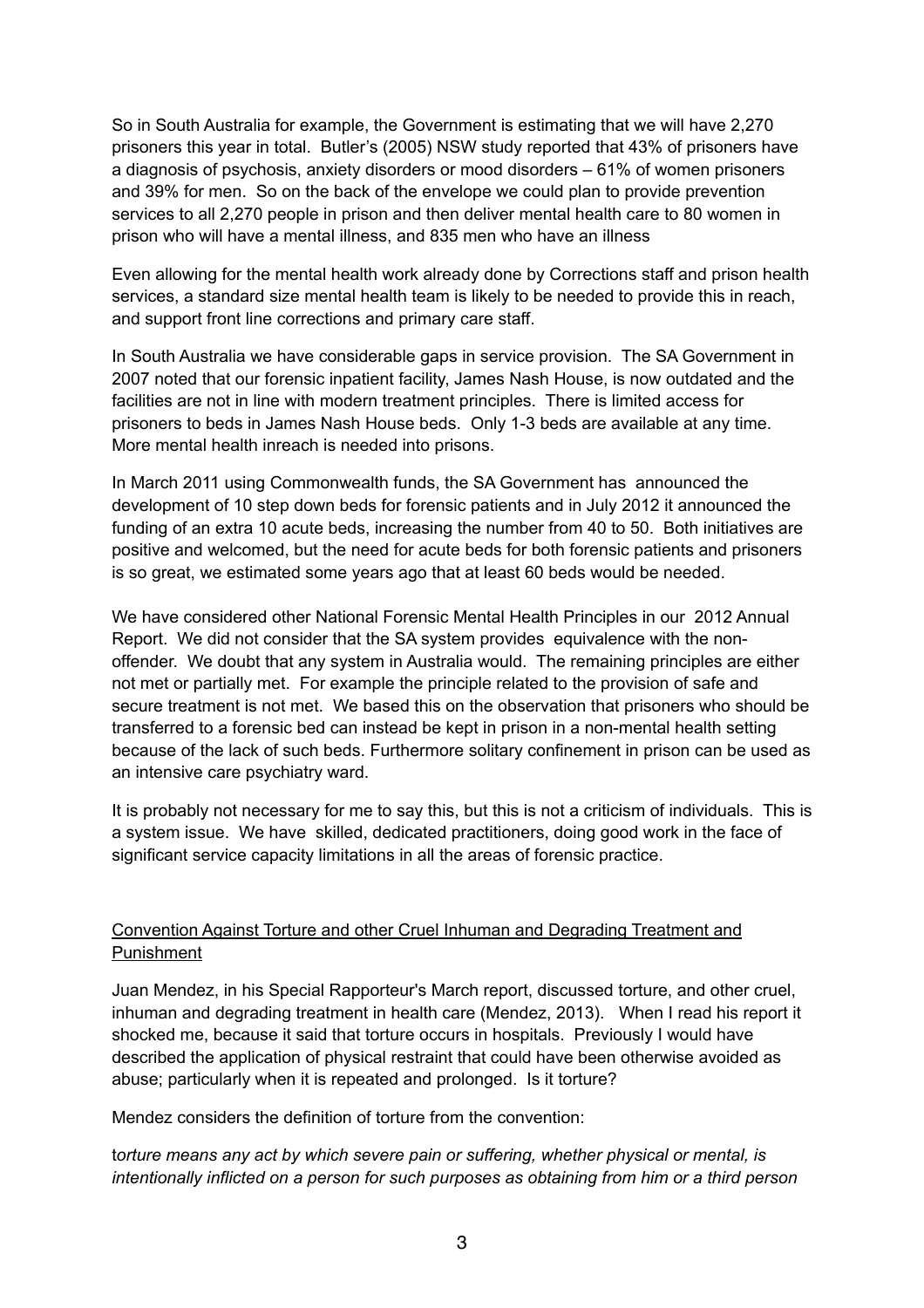So in South Australia for example, the Government is estimating that we will have 2,270 prisoners this year in total. Butler's (2005) NSW study reported that 43% of prisoners have a diagnosis of psychosis, anxiety disorders or mood disorders – 61% of women prisoners and 39% for men. So on the back of the envelope we could plan to provide prevention services to all 2,270 people in prison and then deliver mental health care to 80 women in prison who will have a mental illness, and 835 men who have an illness

Even allowing for the mental health work already done by Corrections staff and prison health services, a standard size mental health team is likely to be needed to provide this in reach, and support front line corrections and primary care staff.

In South Australia we have considerable gaps in service provision. The SA Government in 2007 noted that our forensic inpatient facility, James Nash House, is now outdated and the facilities are not in line with modern treatment principles. There is limited access for prisoners to beds in James Nash House beds. Only 1-3 beds are available at any time. More mental health inreach is needed into prisons.

In March 2011 using Commonwealth funds, the SA Government has announced the development of 10 step down beds for forensic patients and in July 2012 it announced the funding of an extra 10 acute beds, increasing the number from 40 to 50. Both initiatives are positive and welcomed, but the need for acute beds for both forensic patients and prisoners is so great, we estimated some years ago that at least 60 beds would be needed.

We have considered other National Forensic Mental Health Principles in our 2012 Annual Report. We did not consider that the SA system provides equivalence with the non-offender. We doubt that any system in Australia would. The remaining principles are either not met or partially met. For example the principle related to the provision of safe and secure treatment is not met. We based this on the observation that prisoners who should be transferred to a forensic bed can instead be kept in prison in a non-mental health setting because of the lack of such beds. Furthermore solitary confinement in prison can be used as an intensive care psychiatry ward.

It is probably not necessary for me to say this, but this is not a criticism of individuals. This is a system issue. We have skilled, dedicated practitioners, doing good work in the face of significant service capacity limitations in all the areas of forensic practice.

## Convention Against Torture and other Cruel Inhuman and Degrading Treatment and Punishment

Juan Mendez, in his Special Rapporteur's March report, discussed torture, and other cruel, inhuman and degrading treatment in health care (Mendez, 2013). When I read his report it shocked me, because it said that torture occurs in hospitals. Previously I would have described the application of physical restraint that could have been otherwise avoided as abuse; particularly when it is repeated and prolonged. Is it torture?

Mendez considers the definition of torture from the convention:

*torture means any act by which severe pain or suffering, whether physical or mental, is intentionally inflicted on a person for such purposes as obtaining from him or a third person*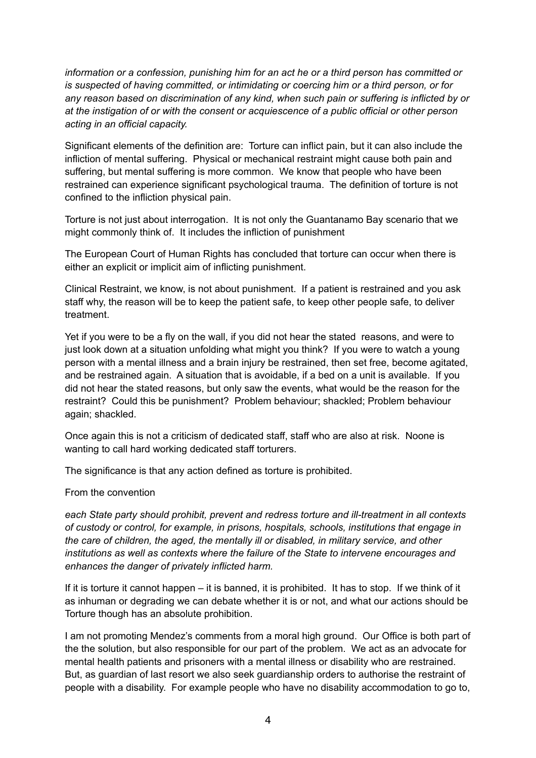*information or a confession, punishing him for an act he or a third person has committed or is suspected of having committed, or intimidating or coercing him or a third person, or for any reason based on discrimination of any kind, when such pain or suffering is inflicted by or at the instigation of or with the consent or acquiescence of a public official or other person acting in an official capacity.*

Significant elements of the definition are: Torture can inflict pain, but it can also include the infliction of mental suffering. Physical or mechanical restraint might cause both pain and suffering, but mental suffering is more common. We know that people who have been restrained can experience significant psychological trauma. The definition of torture is not confined to the infliction physical pain.

Torture is not just about interrogation. It is not only the Guantanamo Bay scenario that we might commonly think of. It includes the infliction of punishment

The European Court of Human Rights has concluded that torture can occur when there is either an explicit or implicit aim of inflicting punishment.

Clinical Restraint, we know, is not about punishment. If a patient is restrained and you ask staff why, the reason will be to keep the patient safe, to keep other people safe, to deliver treatment.

Yet if you were to be a fly on the wall, if you did not hear the stated reasons, and were to just look down at a situation unfolding what might you think? If you were to watch a young person with a mental illness and a brain injury be restrained, then set free, become agitated, and be restrained again. A situation that is avoidable, if a bed on a unit is available. If you did not hear the stated reasons, but only saw the events, what would be the reason for the restraint? Could this be punishment? Problem behaviour; shackled; Problem behaviour again; shackled.

Once again this is not a criticism of dedicated staff, staff who are also at risk. Noone is wanting to call hard working dedicated staff torturers.

The significance is that any action defined as torture is prohibited.

From the convention

*each State party should prohibit, prevent and redress torture and ill-treatment in all contexts of custody or control, for example, in prisons, hospitals, schools, institutions that engage in the care of children, the aged, the mentally ill or disabled, in military service, and other institutions as well as contexts where the failure of the State to intervene encourages and enhances the danger of privately inflicted harm.*

If it is torture it cannot happen – it is banned, it is prohibited. It has to stop. If we think of it as inhuman or degrading we can debate whether it is or not, and what our actions should be Torture though has an absolute prohibition.

I am not promoting Mendez's comments from a moral high ground. Our Office is both part of the the solution, but also responsible for our part of the problem. We act as an advocate for mental health patients and prisoners with a mental illness or disability who are restrained. But, as guardian of last resort we also seek guardianship orders to authorise the restraint of people with a disability. For example people who have no disability accommodation to go to,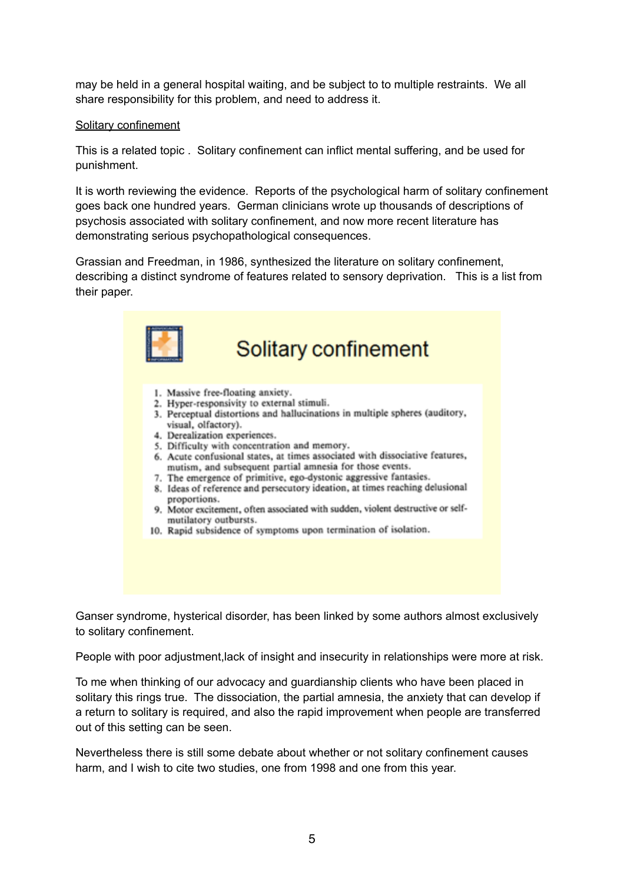may be held in a general hospital waiting, and be subject to to multiple restraints. We all share responsibility for this problem, and need to address it.

<u>Solitary confinement</u>

This is a related topic . Solitary confinement can inflict mental suffering, and be used for punishment.

It is worth reviewing the evidence. Reports of the psychological harm of solitary confinement goes back one hundred years. German clinicians wrote up thousands of descriptions of psychosis associated with solitary confinement, and now more recent literature has demonstrating serious psychopathological consequences.

Grassian and Freedman, in 1986, synthesized the literature on solitary confinement, describing a distinct syndrome of features related to sensory deprivation. This is a list from their paper.

## Solitary confinement

1. Massive free-floating anxiety.
2. Hyper-responsivity to external stimuli.
3. Perceptual distortions and hallucinations in multiple spheres (auditory, visual, olfactory).
4. Derealization experiences.
5. Difficulty with concentration and memory.
6. Acute confusional states, at times associated with dissociative features, mutism, and subsequent partial amnesia for those events.
7. The emergence of primitive, ego-dystonic aggressive fantasies.
8. Ideas of reference and persecutory ideation, at times reaching delusional proportions.
9. Motor excitement, often associated with sudden, violent destructive or self-mutilatory outbursts.
10. Rapid subsidence of symptoms upon termination of isolation.

Ganser syndrome, hysterical disorder, has been linked by some authors almost exclusively to solitary confinement.

People with poor adjustment,lack of insight and insecurity in relationships were more at risk.

To me when thinking of our advocacy and guardianship clients who have been placed in solitary this rings true. The dissociation, the partial amnesia, the anxiety that can develop if a return to solitary is required, and also the rapid improvement when people are transferred out of this setting can be seen.

Nevertheless there is still some debate about whether or not solitary confinement causes harm, and I wish to cite two studies, one from 1998 and one from this year.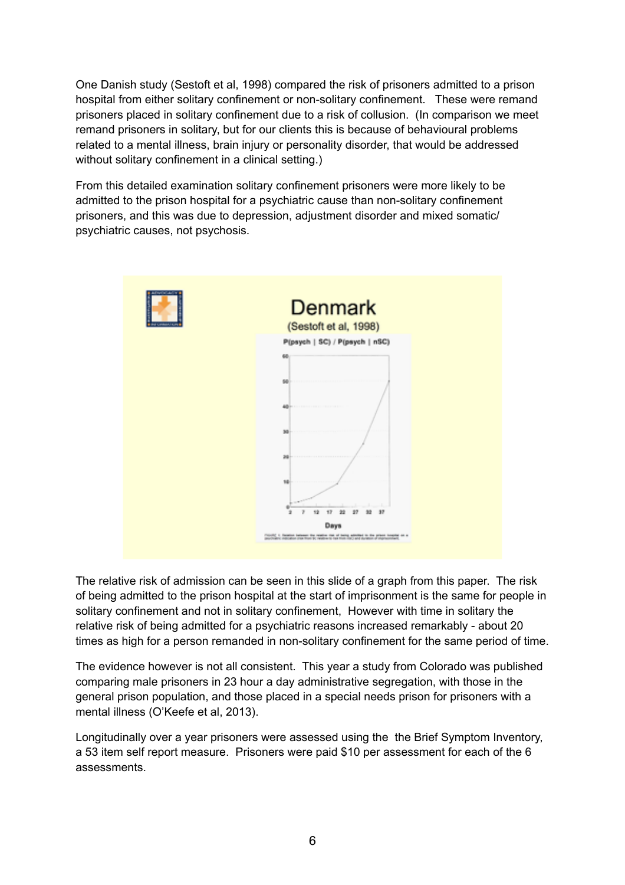One Danish study (Sestoft et al, 1998) compared the risk of prisoners admitted to a prison hospital from either solitary confinement or non-solitary confinement. These were remand prisoners placed in solitary confinement due to a risk of collusion. (In comparison we meet remand prisoners in solitary, but for our clients this is because of behavioural problems related to a mental illness, brain injury or personality disorder, that would be addressed without solitary confinement in a clinical setting.)

From this detailed examination solitary confinement prisoners were more likely to be admitted to the prison hospital for a psychiatric cause than non-solitary confinement prisoners, and this was due to depression, adjustment disorder and mixed somatic/psychiatric causes, not psychosis.

The relative risk of admission can be seen in this slide of a graph from this paper. The risk of being admitted to the prison hospital at the start of imprisonment is the same for people in solitary confinement and not in solitary confinement, However with time in solitary the relative risk of being admitted for a psychiatric reasons increased remarkably - about 20 times as high for a person remanded in non-solitary confinement for the same period of time.

The evidence however is not all consistent. This year a study from Colorado was published comparing male prisoners in 23 hour a day administrative segregation, with those in the general prison population, and those placed in a special needs prison for prisoners with a mental illness (O'Keefe et al, 2013).

Longitudinally over a year prisoners were assessed using the the Brief Symptom Inventory, a 53 item self report measure. Prisoners were paid $10 per assessment for each of the 6 assessments.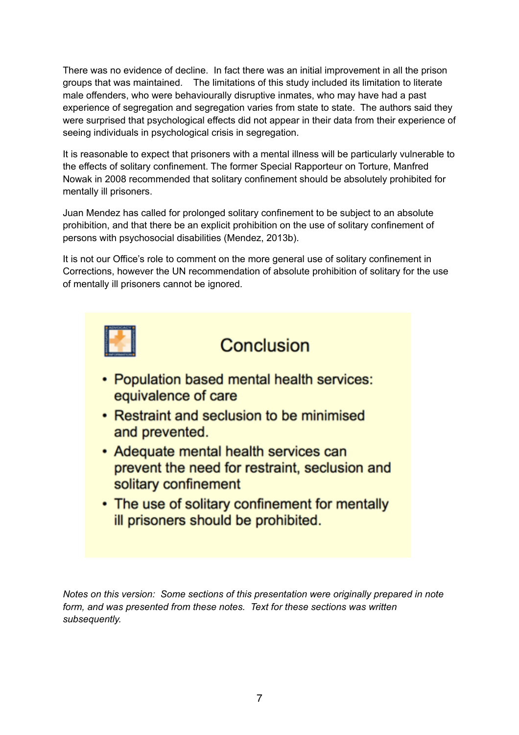There was no evidence of decline. In fact there was an initial improvement in all the prison groups that was maintained. The limitations of this study included its limitation to literate male offenders, who were behaviourally disruptive inmates, who may have had a past experience of segregation and segregation varies from state to state. The authors said they were surprised that psychological effects did not appear in their data from their experience of seeing individuals in psychological crisis in segregation.

It is reasonable to expect that prisoners with a mental illness will be particularly vulnerable to the effects of solitary confinement. The former Special Rapporteur on Torture, Manfred Nowak in 2008 recommended that solitary confinement should be absolutely prohibited for mentally ill prisoners.

Juan Mendez has called for prolonged solitary confinement to be subject to an absolute prohibition, and that there be an explicit prohibition on the use of solitary confinement of persons with psychosocial disabilities (Mendez, 2013b).

It is not our Office's role to comment on the more general use of solitary confinement in Corrections, however the UN recommendation of absolute prohibition of solitary for the use of mentally ill prisoners cannot be ignored.

## Conclusion

- Population based mental health services: equivalence of care
- Restraint and seclusion to be minimised and prevented.
- Adequate mental health services can prevent the need for restraint, seclusion and solitary confinement
- The use of solitary confinement for mentally ill prisoners should be prohibited.

*Notes on this version: Some sections of this presentation were originally prepared in note form, and was presented from these notes. Text for these sections was written subsequently.*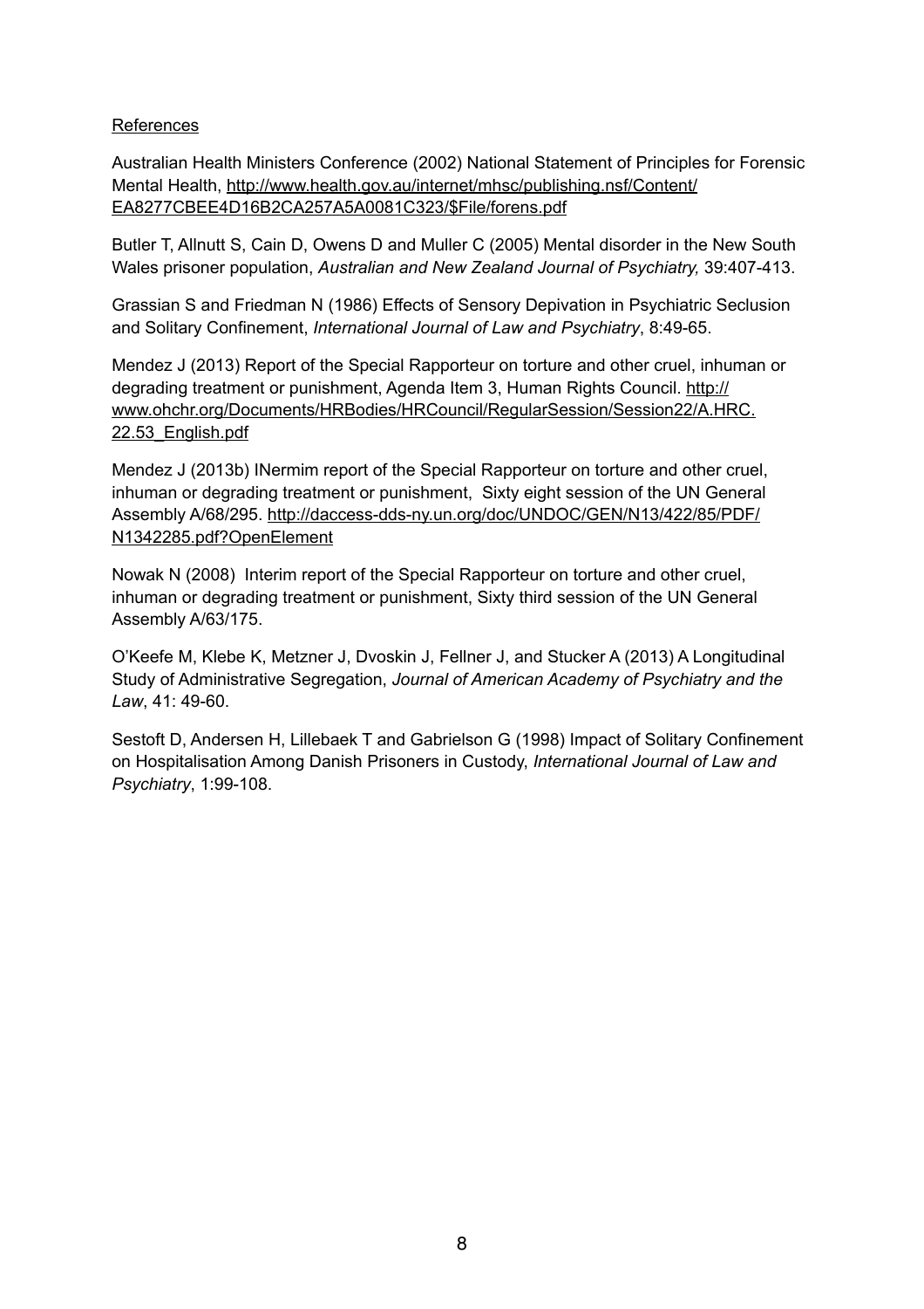References

Australian Health Ministers Conference (2002) National Statement of Principles for Forensic Mental Health, http://www.health.gov.au/internet/mhsc/publishing.nsf/Content/EA8277CBEE4D16B2CA257A5A0081C323/$File/forens.pdf

Butler T, Allnutt S, Cain D, Owens D and Muller C (2005) Mental disorder in the New South Wales prisoner population, *Australian and New Zealand Journal of Psychiatry,* 39:407-413.

Grassian S and Friedman N (1986) Effects of Sensory Depivation in Psychiatric Seclusion and Solitary Confinement, *International Journal of Law and Psychiatry*, 8:49-65.

Mendez J (2013) Report of the Special Rapporteur on torture and other cruel, inhuman or degrading treatment or punishment, Agenda Item 3, Human Rights Council. http://www.ohchr.org/Documents/HRBodies/HRCouncil/RegularSession/Session22/A.HRC.22.53_English.pdf

Mendez J (2013b) INermim report of the Special Rapporteur on torture and other cruel, inhuman or degrading treatment or punishment, Sixty eight session of the UN General Assembly A/68/295. http://daccess-dds-ny.un.org/doc/UNDOC/GEN/N13/422/85/PDF/N1342285.pdf?OpenElement

Nowak N (2008) Interim report of the Special Rapporteur on torture and other cruel, inhuman or degrading treatment or punishment, Sixty third session of the UN General Assembly A/63/175.

O'Keefe M, Klebe K, Metzner J, Dvoskin J, Fellner J, and Stucker A (2013) A Longitudinal Study of Administrative Segregation, *Journal of American Academy of Psychiatry and the Law*, 41: 49-60.

Sestoft D, Andersen H, Lillebaek T and Gabrielson G (1998) Impact of Solitary Confinement on Hospitalisation Among Danish Prisoners in Custody, *International Journal of Law and Psychiatry*, 1:99-108.